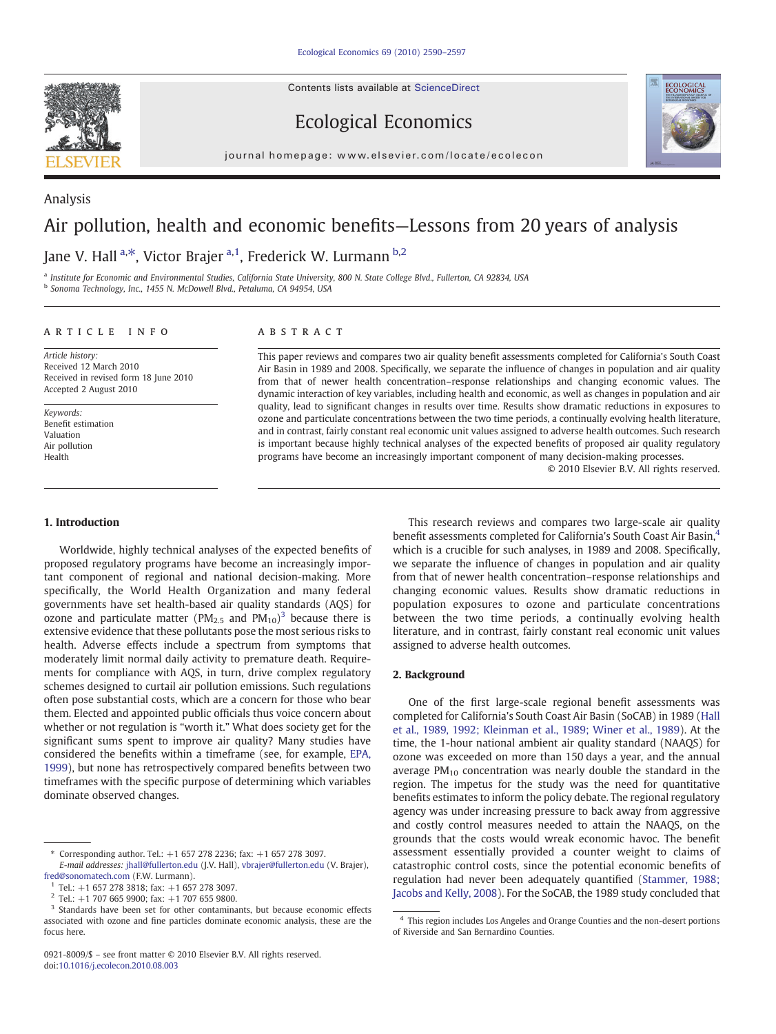Analysis

# Air pollution, health and economic benefits—Lessons from 20 years of analysis

Jane V. Hall [a,*], Victor Brajer [a,1], Frederick W. Lurmann [b,2]

[a] Institute for Economic and Environmental Studies, California State University, 800 N. State College Blvd., Fullerton, CA 92834, USA

[b] Sonoma Technology, Inc., 1455 N. McDowell Blvd., Petaluma, CA 94954, USA

**ARTICLE INFO**

*Article history:*
Received 12 March 2010
Received in revised form 18 June 2010
Accepted 2 August 2010

*Keywords:*
Benefit estimation
Valuation
Air pollution
Health

**ABSTRACT**

This paper reviews and compares two air quality benefit assessments completed for California's South Coast Air Basin in 1989 and 2008. Specifically, we separate the influence of changes in population and air quality from that of newer health concentration–response relationships and changing economic values. The dynamic interaction of key variables, including health and economic, as well as changes in population and air quality, lead to significant changes in results over time. Results show dramatic reductions in exposures to ozone and particulate concentrations between the two time periods, a continually evolving health literature, and in contrast, fairly constant real economic unit values assigned to adverse health outcomes. Such research is important because highly technical analyses of the expected benefits of proposed air quality regulatory programs have become an increasingly important component of many decision-making processes.

© 2010 Elsevier B.V. All rights reserved.

## 1. Introduction

Worldwide, highly technical analyses of the expected benefits of proposed regulatory programs have become an increasingly important component of regional and national decision-making. More specifically, the World Health Organization and many federal governments have set health-based air quality standards (AQS) for ozone and particulate matter ($PM_{2.5}$ and $PM_{10}$)[3] because there is extensive evidence that these pollutants pose the most serious risks to health. Adverse effects include a spectrum from symptoms that moderately limit normal daily activity to premature death. Requirements for compliance with AQS, in turn, drive complex regulatory schemes designed to curtail air pollution emissions. Such regulations often pose substantial costs, which are a concern for those who bear them. Elected and appointed public officials thus voice concern about whether or not regulation is "worth it." What does society get for the significant sums spent to improve air quality? Many studies have considered the benefits within a timeframe (see, for example, EPA, 1999), but none has retrospectively compared benefits between two timeframes with the specific purpose of determining which variables dominate observed changes.

This research reviews and compares two large-scale air quality benefit assessments completed for California's South Coast Air Basin,[4] which is a crucible for such analyses, in 1989 and 2008. Specifically, we separate the influence of changes in population and air quality from that of newer health concentration–response relationships and changing economic values. Results show dramatic reductions in population exposures to ozone and particulate concentrations between the two time periods, a continually evolving health literature, and in contrast, fairly constant real economic unit values assigned to adverse health outcomes.

## 2. Background

One of the first large-scale regional benefit assessments was completed for California's South Coast Air Basin (SoCAB) in 1989 (Hall et al., 1989, 1992; Kleinman et al., 1989; Winer et al., 1989). At the time, the 1-hour national ambient air quality standard (NAAQS) for ozone was exceeded on more than 150 days a year, and the annual average $PM_{10}$ concentration was nearly double the standard in the region. The impetus for the study was the need for quantitative benefits estimates to inform the policy debate. The regional regulatory agency was under increasing pressure to back away from aggressive and costly control measures needed to attain the NAAQS, on the grounds that the costs would wreak economic havoc. The benefit assessment essentially provided a counter weight to claims of catastrophic control costs, since the potential economic benefits of regulation had never been adequately quantified (Stammer, 1988; Jacobs and Kelly, 2008). For the SoCAB, the 1989 study concluded that

\* Corresponding author. Tel.: +1 657 278 2236; fax: +1 657 278 3097.
*E-mail addresses:* jhall@fullerton.edu (J.V. Hall), vbrajer@fullerton.edu (V. Brajer), fred@sonomatech.com (F.W. Lurmann).

[1] Tel.: +1 657 278 3818; fax: +1 657 278 3097.

[2] Tel.: +1 707 665 9900; fax: +1 707 655 9800.

[3] Standards have been set for other contaminants, but because economic effects associated with ozone and fine particles dominate economic analysis, these are the focus here.

[4] This region includes Los Angeles and Orange Counties and the non-desert portions of Riverside and San Bernardino Counties.

0921-8009/$ – see front matter © 2010 Elsevier B.V. All rights reserved.
doi:10.1016/j.ecolecon.2010.08.003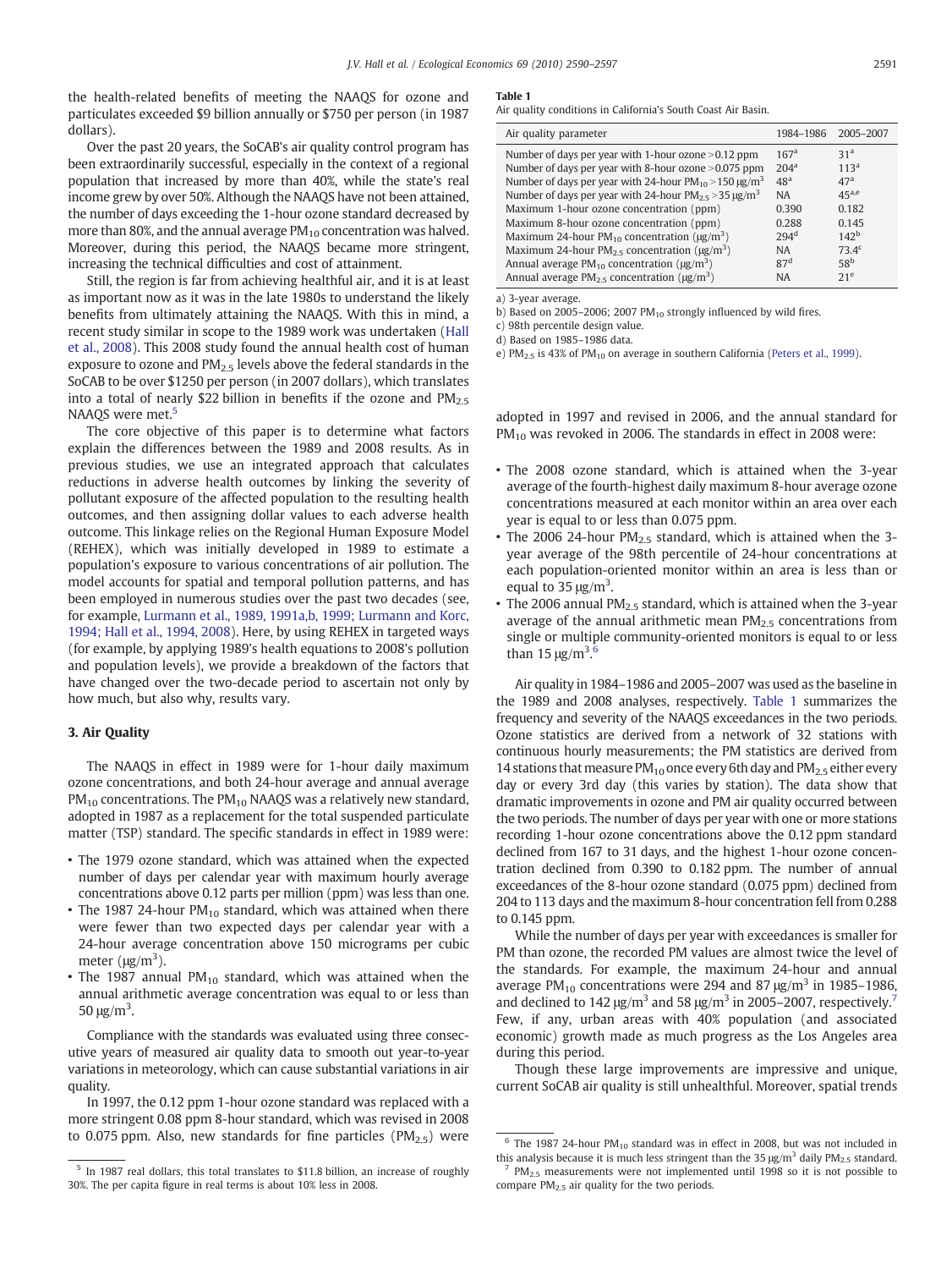the health-related benefits of meeting the NAAQS for ozone and particulates exceeded $9 billion annually or $750 per person (in 1987 dollars).

Over the past 20 years, the SoCAB's air quality control program has been extraordinarily successful, especially in the context of a regional population that increased by more than 40%, while the state's real income grew by over 50%. Although the NAAQS have not been attained, the number of days exceeding the 1-hour ozone standard decreased by more than 80%, and the annual average $PM_{10}$ concentration was halved. Moreover, during this period, the NAAQS became more stringent, increasing the technical difficulties and cost of attainment.

Still, the region is far from achieving healthful air, and it is at least as important now as it was in the late 1980s to understand the likely benefits from ultimately attaining the NAAQS. With this in mind, a recent study similar in scope to the 1989 work was undertaken (Hall et al., 2008). This 2008 study found the annual health cost of human exposure to ozone and $PM_{2.5}$ levels above the federal standards in the SoCAB to be over $1250 per person (in 2007 dollars), which translates into a total of nearly $22 billion in benefits if the ozone and $PM_{2.5}$ NAAQS were met.[5]

The core objective of this paper is to determine what factors explain the differences between the 1989 and 2008 results. As in previous studies, we use an integrated approach that calculates reductions in adverse health outcomes by linking the severity of pollutant exposure of the affected population to the resulting health outcomes, and then assigning dollar values to each adverse health outcome. This linkage relies on the Regional Human Exposure Model (REHEX), which was initially developed in 1989 to estimate a population's exposure to various concentrations of air pollution. The model accounts for spatial and temporal pollution patterns, and has been employed in numerous studies over the past two decades (see, for example, Lurmann et al., 1989, 1991a,b, 1999; Lurmann and Korc, 1994; Hall et al., 1994, 2008). Here, by using REHEX in targeted ways (for example, by applying 1989's health equations to 2008's pollution and population levels), we provide a breakdown of the factors that have changed over the two-decade period to ascertain not only by how much, but also why, results vary.

## 3. Air Quality

The NAAQS in effect in 1989 were for 1-hour daily maximum ozone concentrations, and both 24-hour average and annual average $PM_{10}$ concentrations. The $PM_{10}$ NAAQS was a relatively new standard, adopted in 1987 as a replacement for the total suspended particulate matter (TSP) standard. The specific standards in effect in 1989 were:

- The 1979 ozone standard, which was attained when the expected number of days per calendar year with maximum hourly average concentrations above 0.12 parts per million (ppm) was less than one.
- The 1987 24-hour $PM_{10}$ standard, which was attained when there were fewer than two expected days per calendar year with a 24-hour average concentration above 150 micrograms per cubic meter ($\mu g/m^3$).
- The 1987 annual $PM_{10}$ standard, which was attained when the annual arithmetic average concentration was equal to or less than 50 $\mu g/m^3$.

Compliance with the standards was evaluated using three consecutive years of measured air quality data to smooth out year-to-year variations in meteorology, which can cause substantial variations in air quality.

In 1997, the 0.12 ppm 1-hour ozone standard was replaced with a more stringent 0.08 ppm 8-hour standard, which was revised in 2008 to 0.075 ppm. Also, new standards for fine particles ($PM_{2.5}$) were adopted in 1997 and revised in 2006, and the annual standard for $PM_{10}$ was revoked in 2006. The standards in effect in 2008 were:

- The 2008 ozone standard, which is attained when the 3-year average of the fourth-highest daily maximum 8-hour average ozone concentrations measured at each monitor within an area over each year is equal to or less than 0.075 ppm.
- The 2006 24-hour $PM_{2.5}$ standard, which is attained when the 3-year average of the 98th percentile of 24-hour concentrations at each population-oriented monitor within an area is less than or equal to 35 $\mu g/m^3$.
- The 2006 annual $PM_{2.5}$ standard, which is attained when the 3-year average of the annual arithmetic mean $PM_{2.5}$ concentrations from single or multiple community-oriented monitors is equal to or less than 15 $\mu g/m^3$.[6]

**Table 1**
Air quality conditions in California's South Coast Air Basin.

| Air quality parameter | 1984–1986 | 2005–2007 |
| --- | --- | --- |
| Number of days per year with 1-hour ozone >0.12 ppm | 167[a] | 31[a] |
| Number of days per year with 8-hour ozone >0.075 ppm | 204[a] | 113[a] |
| Number of days per year with 24-hour $PM_{10}$ >150 $\mu g/m^3$ | 48[a] | 47[a] |
| Number of days per year with 24-hour $PM_{2.5}$ >35 $\mu g/m^3$ | NA | 45[a,e] |
| Maximum 1-hour ozone concentration (ppm) | 0.390 | 0.182 |
| Maximum 8-hour ozone concentration (ppm) | 0.288 | 0.145 |
| Maximum 24-hour $PM_{10}$ concentration ($\mu g/m^3$) | 294[d] | 142[b] |
| Maximum 24-hour $PM_{2.5}$ concentration ($\mu g/m^3$) | NA | 73.4[c] |
| Annual average $PM_{10}$ concentration ($\mu g/m^3$) | 87[d] | 58[b] |
| Annual average $PM_{2.5}$ concentration ($\mu g/m^3$) | NA | 21[e] |

a) 3-year average.
b) Based on 2005–2006; 2007 $PM_{10}$ strongly influenced by wild fires.
c) 98th percentile design value.
d) Based on 1985–1986 data.
e) $PM_{2.5}$ is 43% of $PM_{10}$ on average in southern California (Peters et al., 1999).

Air quality in 1984–1986 and 2005–2007 was used as the baseline in the 1989 and 2008 analyses, respectively. Table 1 summarizes the frequency and severity of the NAAQS exceedances in the two periods. Ozone statistics are derived from a network of 32 stations with continuous hourly measurements; the PM statistics are derived from 14 stations that measure $PM_{10}$ once every 6th day and $PM_{2.5}$ either every day or every 3rd day (this varies by station). The data show that dramatic improvements in ozone and PM air quality occurred between the two periods. The number of days per year with one or more stations recording 1-hour ozone concentrations above the 0.12 ppm standard declined from 167 to 31 days, and the highest 1-hour ozone concentration declined from 0.390 to 0.182 ppm. The number of annual exceedances of the 8-hour ozone standard (0.075 ppm) declined from 204 to 113 days and the maximum 8-hour concentration fell from 0.288 to 0.145 ppm.

While the number of days per year with exceedances is smaller for PM than ozone, the recorded PM values are almost twice the level of the standards. For example, the maximum 24-hour and annual average $PM_{10}$ concentrations were 294 and 87 $\mu g/m^3$ in 1985–1986, and declined to 142 $\mu g/m^3$ and 58 $\mu g/m^3$ in 2005–2007, respectively.[7] Few, if any, urban areas with 40% population (and associated economic) growth made as much progress as the Los Angeles area during this period.

Though these large improvements are impressive and unique, current SoCAB air quality is still unhealthful. Moreover, spatial trends

[5] In 1987 real dollars, this total translates to $11.8 billion, an increase of roughly 30%. The per capita figure in real terms is about 10% less in 2008.

[6] The 1987 24-hour $PM_{10}$ standard was in effect in 2008, but was not included in this analysis because it is much less stringent than the 35 $\mu g/m^3$ daily $PM_{2.5}$ standard.

[7] $PM_{2.5}$ measurements were not implemented until 1998 so it is not possible to compare $PM_{2.5}$ air quality for the two periods.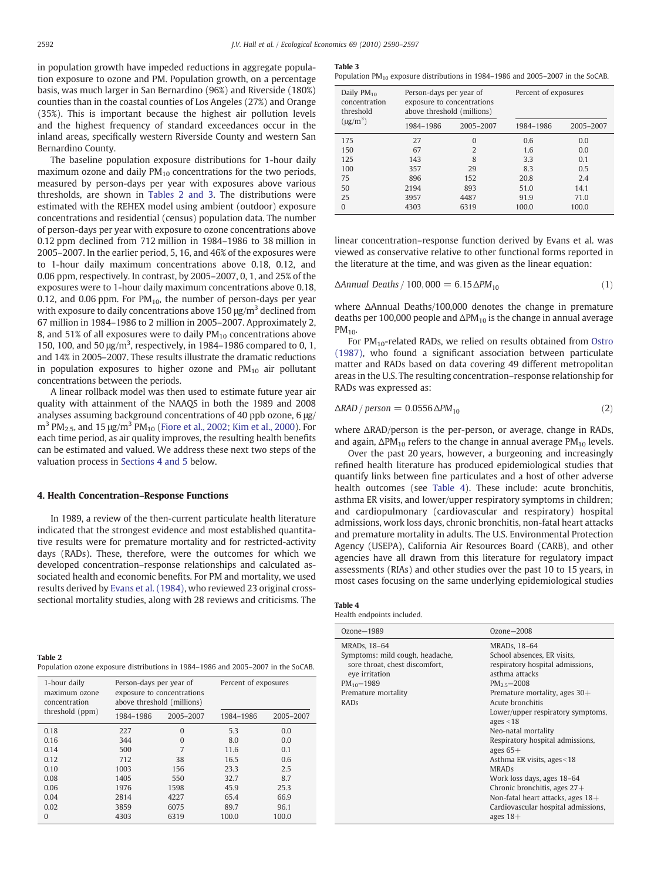in population growth have impeded reductions in aggregate population exposure to ozone and PM. Population growth, on a percentage basis, was much larger in San Bernardino (96%) and Riverside (180%) counties than in the coastal counties of Los Angeles (27%) and Orange (35%). This is important because the highest air pollution levels and the highest frequency of standard exceedances occur in the inland areas, specifically western Riverside County and western San Bernardino County.

The baseline population exposure distributions for 1-hour daily maximum ozone and daily $PM_{10}$ concentrations for the two periods, measured by person-days per year with exposures above various thresholds, are shown in Tables 2 and 3. The distributions were estimated with the REHEX model using ambient (outdoor) exposure concentrations and residential (census) population data. The number of person-days per year with exposure to ozone concentrations above 0.12 ppm declined from 712 million in 1984–1986 to 38 million in 2005–2007. In the earlier period, 5, 16, and 46% of the exposures were to 1-hour daily maximum concentrations above 0.18, 0.12, and 0.06 ppm, respectively. In contrast, by 2005–2007, 0, 1, and 25% of the exposures were to 1-hour daily maximum concentrations above 0.18, 0.12, and 0.06 ppm. For $PM_{10}$, the number of person-days per year with exposure to daily concentrations above 150 μg/m$^3$ declined from 67 million in 1984–1986 to 2 million in 2005–2007. Approximately 2, 8, and 51% of all exposures were to daily $PM_{10}$ concentrations above 150, 100, and 50 μg/m$^3$, respectively, in 1984–1986 compared to 0, 1, and 14% in 2005–2007. These results illustrate the dramatic reductions in population exposures to higher ozone and $PM_{10}$ air pollutant concentrations between the periods.

A linear rollback model was then used to estimate future year air quality with attainment of the NAAQS in both the 1989 and 2008 analyses assuming background concentrations of 40 ppb ozone, 6 μg/m$^3$ $PM_{2.5}$, and 15 μg/m$^3$ $PM_{10}$ (Fiore et al., 2002; Kim et al., 2000). For each time period, as air quality improves, the resulting health benefits can be estimated and valued. We address these next two steps of the valuation process in Sections 4 and 5 below.

## 4. Health Concentration–Response Functions

In 1989, a review of the then-current particulate health literature indicated that the strongest evidence and most established quantitative results were for premature mortality and for restricted-activity days (RADs). These, therefore, were the outcomes for which we developed concentration–response relationships and calculated associated health and economic benefits. For PM and mortality, we used results derived by Evans et al. (1984), who reviewed 23 original cross-sectional mortality studies, along with 28 reviews and criticisms. The linear concentration–response function derived by Evans et al. was viewed as conservative relative to other functional forms reported in the literature at the time, and was given as the linear equation:

$$\Delta Annual\ Deaths\,/\,100{,}000 = 6.15\,\Delta PM_{10} \tag{1}$$

where ΔAnnual Deaths/100,000 denotes the change in premature deaths per 100,000 people and $\Delta PM_{10}$ is the change in annual average $PM_{10}$.

For $PM_{10}$-related RADs, we relied on results obtained from Ostro (1987), who found a significant association between particulate matter and RADs based on data covering 49 different metropolitan areas in the U.S. The resulting concentration–response relationship for RADs was expressed as:

$$\Delta RAD\,/\,person = 0.0556\,\Delta PM_{10} \tag{2}$$

where ΔRAD/person is the per-person, or average, change in RADs, and again, $\Delta PM_{10}$ refers to the change in annual average $PM_{10}$ levels.

Over the past 20 years, however, a burgeoning and increasingly refined health literature has produced epidemiological studies that quantify links between fine particulates and a host of other adverse health outcomes (see Table 4). These include: acute bronchitis, asthma ER visits, and lower/upper respiratory symptoms in children; and cardiopulmonary (cardiovascular and respiratory) hospital admissions, work loss days, chronic bronchitis, non-fatal heart attacks and premature mortality in adults. The U.S. Environmental Protection Agency (USEPA), California Air Resources Board (CARB), and other agencies have all drawn from this literature for regulatory impact assessments (RIAs) and other studies over the past 10 to 15 years, in most cases focusing on the same underlying epidemiological studies

**Table 2**
Population ozone exposure distributions in 1984–1986 and 2005–2007 in the SoCAB.

| 1-hour daily maximum ozone concentration threshold (ppm) | Person-days per year of exposure to concentrations above threshold (millions) | | Percent of exposures | |
|---|---|---|---|---|
| | 1984–1986 | 2005–2007 | 1984–1986 | 2005–2007 |
| 0.18 | 227 | 0 | 5.3 | 0.0 |
| 0.16 | 344 | 0 | 8.0 | 0.0 |
| 0.14 | 500 | 7 | 11.6 | 0.1 |
| 0.12 | 712 | 38 | 16.5 | 0.6 |
| 0.10 | 1003 | 156 | 23.3 | 2.5 |
| 0.08 | 1405 | 550 | 32.7 | 8.7 |
| 0.06 | 1976 | 1598 | 45.9 | 25.3 |
| 0.04 | 2814 | 4227 | 65.4 | 66.9 |
| 0.02 | 3859 | 6075 | 89.7 | 96.1 |
| 0 | 4303 | 6319 | 100.0 | 100.0 |

**Table 3**
Population $PM_{10}$ exposure distributions in 1984–1986 and 2005–2007 in the SoCAB.

| Daily $PM_{10}$ concentration threshold (μg/m$^3$) | Person-days per year of exposure to concentrations above threshold (millions) | | Percent of exposures | |
|---|---|---|---|---|
| | 1984–1986 | 2005–2007 | 1984–1986 | 2005–2007 |
| 175 | 27 | 0 | 0.6 | 0.0 |
| 150 | 67 | 2 | 1.6 | 0.0 |
| 125 | 143 | 8 | 3.3 | 0.1 |
| 100 | 357 | 29 | 8.3 | 0.5 |
| 75 | 896 | 152 | 20.8 | 2.4 |
| 50 | 2194 | 893 | 51.0 | 14.1 |
| 25 | 3957 | 4487 | 91.9 | 71.0 |
| 0 | 4303 | 6319 | 100.0 | 100.0 |

**Table 4**
Health endpoints included.

| Ozone—1989 | Ozone—2008 |
|---|---|
| MRADs, 18–64 | MRADs, 18–64 |
| Symptoms: mild cough, headache, sore throat, chest discomfort, eye irritation | School absences, ER visits, respiratory hospital admissions, asthma attacks |
| $PM_{10}$—1989 | $PM_{2.5}$—2008 |
| Premature mortality | Premature mortality, ages 30+ |
| RADs | Acute bronchitis |
| | Lower/upper respiratory symptoms, ages <18 |
| | Neo-natal mortality |
| | Respiratory hospital admissions, ages 65+ |
| | Asthma ER visits, ages<18 |
| | MRADs |
| | Work loss days, ages 18–64 |
| | Chronic bronchitis, ages 27+ |
| | Non-fatal heart attacks, ages 18+ |
| | Cardiovascular hospital admissions, ages 18+ |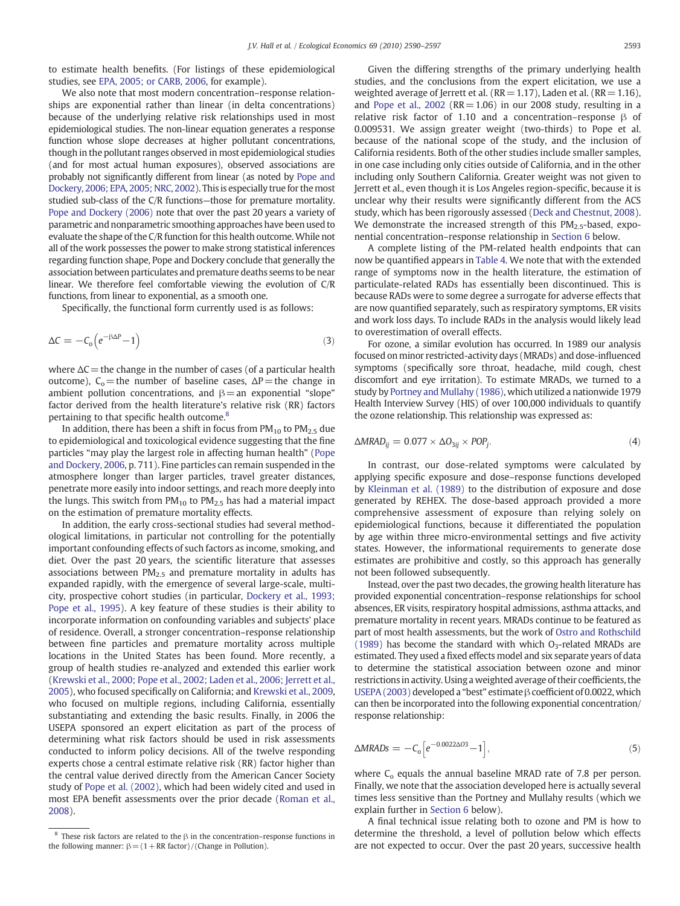to estimate health benefits. (For listings of these epidemiological studies, see EPA, 2005; or CARB, 2006, for example).

We also note that most modern concentration–response relationships are exponential rather than linear (in delta concentrations) because of the underlying relative risk relationships used in most epidemiological studies. The non-linear equation generates a response function whose slope decreases at higher pollutant concentrations, though in the pollutant ranges observed in most epidemiological studies (and for most actual human exposures), observed associations are probably not significantly different from linear (as noted by Pope and Dockery, 2006; EPA, 2005; NRC, 2002). This is especially true for the most studied sub-class of the C/R functions—those for premature mortality. Pope and Dockery (2006) note that over the past 20 years a variety of parametric and nonparametric smoothing approaches have been used to evaluate the shape of the C/R function for this health outcome. While not all of the work possesses the power to make strong statistical inferences regarding function shape, Pope and Dockery conclude that generally the association between particulates and premature deaths seems to be near linear. We therefore feel comfortable viewing the evolution of C/R functions, from linear to exponential, as a smooth one.

Specifically, the functional form currently used is as follows:

$$\Delta C = -C_o\left(e^{-\beta\Delta P}-1\right) \tag{3}$$

where $\Delta C$ = the change in the number of cases (of a particular health outcome), $C_o$ = the number of baseline cases, $\Delta P$ = the change in ambient pollution concentrations, and $\beta$ = an exponential "slope" factor derived from the health literature's relative risk (RR) factors pertaining to that specific health outcome.[8]

In addition, there has been a shift in focus from $PM_{10}$ to $PM_{2.5}$ due to epidemiological and toxicological evidence suggesting that the fine particles "may play the largest role in affecting human health" (Pope and Dockery, 2006, p. 711). Fine particles can remain suspended in the atmosphere longer than larger particles, travel greater distances, penetrate more easily into indoor settings, and reach more deeply into the lungs. This switch from $PM_{10}$ to $PM_{2.5}$ has had a material impact on the estimation of premature mortality effects.

In addition, the early cross-sectional studies had several methodological limitations, in particular not controlling for the potentially important confounding effects of such factors as income, smoking, and diet. Over the past 20 years, the scientific literature that assesses associations between $PM_{2.5}$ and premature mortality in adults has expanded rapidly, with the emergence of several large-scale, multi-city, prospective cohort studies (in particular, Dockery et al., 1993; Pope et al., 1995). A key feature of these studies is their ability to incorporate information on confounding variables and subjects' place of residence. Overall, a stronger concentration–response relationship between fine particles and premature mortality across multiple locations in the United States has been found. More recently, a group of health studies re-analyzed and extended this earlier work (Krewski et al., 2000; Pope et al., 2002; Laden et al., 2006; Jerrett et al., 2005), who focused specifically on California; and Krewski et al., 2009, who focused on multiple regions, including California, essentially substantiating and extending the basic results. Finally, in 2006 the USEPA sponsored an expert elicitation as part of the process of determining what risk factors should be used in risk assessments conducted to inform policy decisions. All of the twelve responding experts chose a central estimate relative risk (RR) factor higher than the central value derived directly from the American Cancer Society study of Pope et al. (2002), which had been widely cited and used in most EPA benefit assessments over the prior decade (Roman et al., 2008).

[8] These risk factors are related to the $\beta$ in the concentration–response functions in the following manner: $\beta = (1+\text{RR factor})/(\text{Change in Pollution})$.

Given the differing strengths of the primary underlying health studies, and the conclusions from the expert elicitation, we use a weighted average of Jerrett et al. (RR = 1.17), Laden et al. (RR = 1.16), and Pope et al., 2002 (RR = 1.06) in our 2008 study, resulting in a relative risk factor of 1.10 and a concentration–response $\beta$ of 0.009531. We assign greater weight (two-thirds) to Pope et al. because of the national scope of the study, and the inclusion of California residents. Both of the other studies include smaller samples, in one case including only cities outside of California, and in the other including only Southern California. Greater weight was not given to Jerrett et al., even though it is Los Angeles region-specific, because it is unclear why their results were significantly different from the ACS study, which has been rigorously assessed (Deck and Chestnut, 2008). We demonstrate the increased strength of this $PM_{2.5}$-based, exponential concentration–response relationship in Section 6 below.

A complete listing of the PM-related health endpoints that can now be quantified appears in Table 4. We note that with the extended range of symptoms now in the health literature, the estimation of particulate-related RADs has essentially been discontinued. This is because RADs were to some degree a surrogate for adverse effects that are now quantified separately, such as respiratory symptoms, ER visits and work loss days. To include RADs in the analysis would likely lead to overestimation of overall effects.

For ozone, a similar evolution has occurred. In 1989 our analysis focused on minor restricted-activity days (MRADs) and dose-influenced symptoms (specifically sore throat, headache, mild cough, chest discomfort and eye irritation). To estimate MRADs, we turned to a study by Portney and Mullahy (1986), which utilized a nationwide 1979 Health Interview Survey (HIS) of over 100,000 individuals to quantify the ozone relationship. This relationship was expressed as:

$$\Delta MRAD_{ij} = 0.077 \times \Delta O_{3ij} \times POP_j. \tag{4}$$

In contrast, our dose-related symptoms were calculated by applying specific exposure and dose–response functions developed by Kleinman et al. (1989) to the distribution of exposure and dose generated by REHEX. The dose-based approach provided a more comprehensive assessment of exposure than relying solely on epidemiological functions, because it differentiated the population by age within three micro-environmental settings and five activity states. However, the informational requirements to generate dose estimates are prohibitive and costly, so this approach has generally not been followed subsequently.

Instead, over the past two decades, the growing health literature has provided exponential concentration–response relationships for school absences, ER visits, respiratory hospital admissions, asthma attacks, and premature mortality in recent years. MRADs continue to be featured as part of most health assessments, but the work of Ostro and Rothschild (1989) has become the standard with which $O_3$-related MRADs are estimated. They used a fixed effects model and six separate years of data to determine the statistical association between ozone and minor restrictions in activity. Using a weighted average of their coefficients, the USEPA (2003) developed a "best" estimate $\beta$ coefficient of 0.0022, which can then be incorporated into the following exponential concentration/response relationship:

$$\Delta MRADs = -C_o\left[e^{-0.0022\Delta O3}-1\right], \tag{5}$$

where $C_o$ equals the annual baseline MRAD rate of 7.8 per person. Finally, we note that the association developed here is actually several times less sensitive than the Portney and Mullahy results (which we explain further in Section 6 below).

A final technical issue relating both to ozone and PM is how to determine the threshold, a level of pollution below which effects are not expected to occur. Over the past 20 years, successive health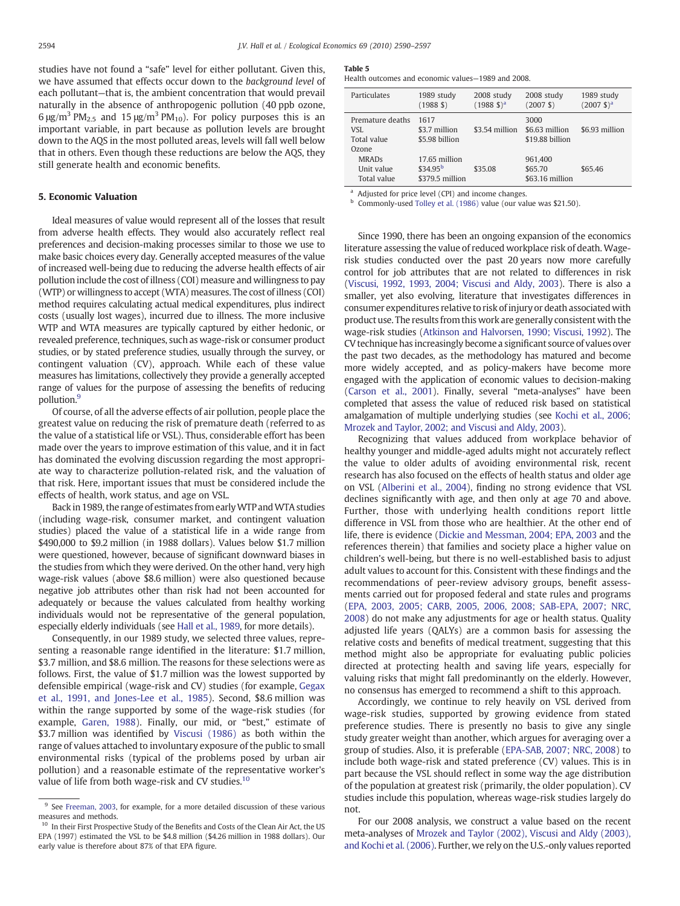studies have not found a "safe" level for either pollutant. Given this, we have assumed that effects occur down to the *background level* of each pollutant—that is, the ambient concentration that would prevail naturally in the absence of anthropogenic pollution (40 ppb ozone, 6 μg/m$^3$ $PM_{2.5}$ and 15 μg/m$^3$ $PM_{10}$). For policy purposes this is an important variable, in part because as pollution levels are brought down to the AQS in the most polluted areas, levels will fall well below that in others. Even though these reductions are below the AQS, they still generate health and economic benefits.

## 5. Economic Valuation

Ideal measures of value would represent all of the losses that result from adverse health effects. They would also accurately reflect real preferences and decision-making processes similar to those we use to make basic choices every day. Generally accepted measures of the value of increased well-being due to reducing the adverse health effects of air pollution include the cost of illness (COI) measure and willingness to pay (WTP) or willingness to accept (WTA) measures. The cost of illness (COI) method requires calculating actual medical expenditures, plus indirect costs (usually lost wages), incurred due to illness. The more inclusive WTP and WTA measures are typically captured by either hedonic, or revealed preference, techniques, such as wage-risk or consumer product studies, or by stated preference studies, usually through the survey, or contingent valuation (CV), approach. While each of these value measures has limitations, collectively they provide a generally accepted range of values for the purpose of assessing the benefits of reducing pollution.[9]

Of course, of all the adverse effects of air pollution, people place the greatest value on reducing the risk of premature death (referred to as the value of a statistical life or VSL). Thus, considerable effort has been made over the years to improve estimation of this value, and it in fact has dominated the evolving discussion regarding the most appropriate way to characterize pollution-related risk, and the valuation of that risk. Here, important issues that must be considered include the effects of health, work status, and age on VSL.

Back in 1989, the range of estimates from early WTP and WTA studies (including wage-risk, consumer market, and contingent valuation studies) placed the value of a statistical life in a wide range from \$490,000 to \$9.2 million (in 1988 dollars). Values below \$1.7 million were questioned, however, because of significant downward biases in the studies from which they were derived. On the other hand, very high wage-risk values (above \$8.6 million) were also questioned because negative job attributes other than risk had not been accounted for adequately or because the values calculated from healthy working individuals would not be representative of the general population, especially elderly individuals (see Hall et al., 1989, for more details).

Consequently, in our 1989 study, we selected three values, representing a reasonable range identified in the literature: \$1.7 million, \$3.7 million, and \$8.6 million. The reasons for these selections were as follows. First, the value of \$1.7 million was the lowest supported by defensible empirical (wage-risk and CV) studies (for example, Gegax et al., 1991, and Jones-Lee et al., 1985). Second, \$8.6 million was within the range supported by some of the wage-risk studies (for example, Garen, 1988). Finally, our mid, or "best," estimate of \$3.7 million was identified by Viscusi (1986) as both within the range of values attached to involuntary exposure of the public to small environmental risks (typical of the problems posed by urban air pollution) and a reasonable estimate of the representative worker's value of life from both wage-risk and CV studies.[10]

[9] See Freeman, 2003, for example, for a more detailed discussion of these various measures and methods.

[10] In their First Prospective Study of the Benefits and Costs of the Clean Air Act, the US EPA (1997) estimated the VSL to be \$4.8 million (\$4.26 million in 1988 dollars). Our early value is therefore about 87% of that EPA figure.

**Table 5**
Health outcomes and economic values—1989 and 2008.

| Particulates | 1989 study (1988 \$) | 2008 study (1988 \$)[a] | 2008 study (2007 \$) | 1989 study (2007 \$)[a] |
|---|---|---|---|---|
| Premature deaths | 1617 | | 3000 | |
| VSL | \$3.7 million | \$3.54 million | \$6.63 million | \$6.93 million |
| Total value | \$5.98 billion | | \$19.88 billion | |
| Ozone | | | | |
| MRADs | 17.65 million | | 961,400 | |
| Unit value | \$34.95[b] | \$35.08 | \$65.70 | \$65.46 |
| Total value | \$379.5 million | | \$63.16 million | |

[a] Adjusted for price level (CPI) and income changes.
[b] Commonly-used Tolley et al. (1986) value (our value was \$21.50).

Since 1990, there has been an ongoing expansion of the economics literature assessing the value of reduced workplace risk of death. Wage-risk studies conducted over the past 20 years now more carefully control for job attributes that are not related to differences in risk (Viscusi, 1992, 1993, 2004; Viscusi and Aldy, 2003). There is also a smaller, yet also evolving, literature that investigates differences in consumer expenditures relative to risk of injury or death associated with product use. The results from this work are generally consistent with the wage-risk studies (Atkinson and Halvorsen, 1990; Viscusi, 1992). The CV technique has increasingly become a significant source of values over the past two decades, as the methodology has matured and become more widely accepted, and as policy-makers have become more engaged with the application of economic values to decision-making (Carson et al., 2001). Finally, several "meta-analyses" have been completed that assess the value of reduced risk based on statistical amalgamation of multiple underlying studies (see Kochi et al., 2006; Mrozek and Taylor, 2002; and Viscusi and Aldy, 2003).

Recognizing that values adduced from workplace behavior of healthy younger and middle-aged adults might not accurately reflect the value to older adults of avoiding environmental risk, recent research has also focused on the effects of health status and older age on VSL (Alberini et al., 2004), finding no strong evidence that VSL declines significantly with age, and then only at age 70 and above. Further, those with underlying health conditions report little difference in VSL from those who are healthier. At the other end of life, there is evidence (Dickie and Messman, 2004; EPA, 2003 and the references therein) that families and society place a higher value on children's well-being, but there is no well-established basis to adjust adult values to account for this. Consistent with these findings and the recommendations of peer-review advisory groups, benefit assessments carried out for proposed federal and state rules and programs (EPA, 2003, 2005; CARB, 2005, 2006, 2008; SAB-EPA, 2007; NRC, 2008) do not make any adjustments for age or health status. Quality adjusted life years (QALYs) are a common basis for assessing the relative costs and benefits of medical treatment, suggesting that this method might also be appropriate for evaluating public policies directed at protecting health and saving life years, especially for valuing risks that might fall predominantly on the elderly. However, no consensus has emerged to recommend a shift to this approach.

Accordingly, we continue to rely heavily on VSL derived from wage-risk studies, supported by growing evidence from stated preference studies. There is presently no basis to give any single study greater weight than another, which argues for averaging over a group of studies. Also, it is preferable (EPA-SAB, 2007; NRC, 2008) to include both wage-risk and stated preference (CV) values. This is in part because the VSL should reflect in some way the age distribution of the population at greatest risk (primarily, the older population). CV studies include this population, whereas wage-risk studies largely do not.

For our 2008 analysis, we construct a value based on the recent meta-analyses of Mrozek and Taylor (2002), Viscusi and Aldy (2003), and Kochi et al. (2006). Further, we rely on the U.S.-only values reported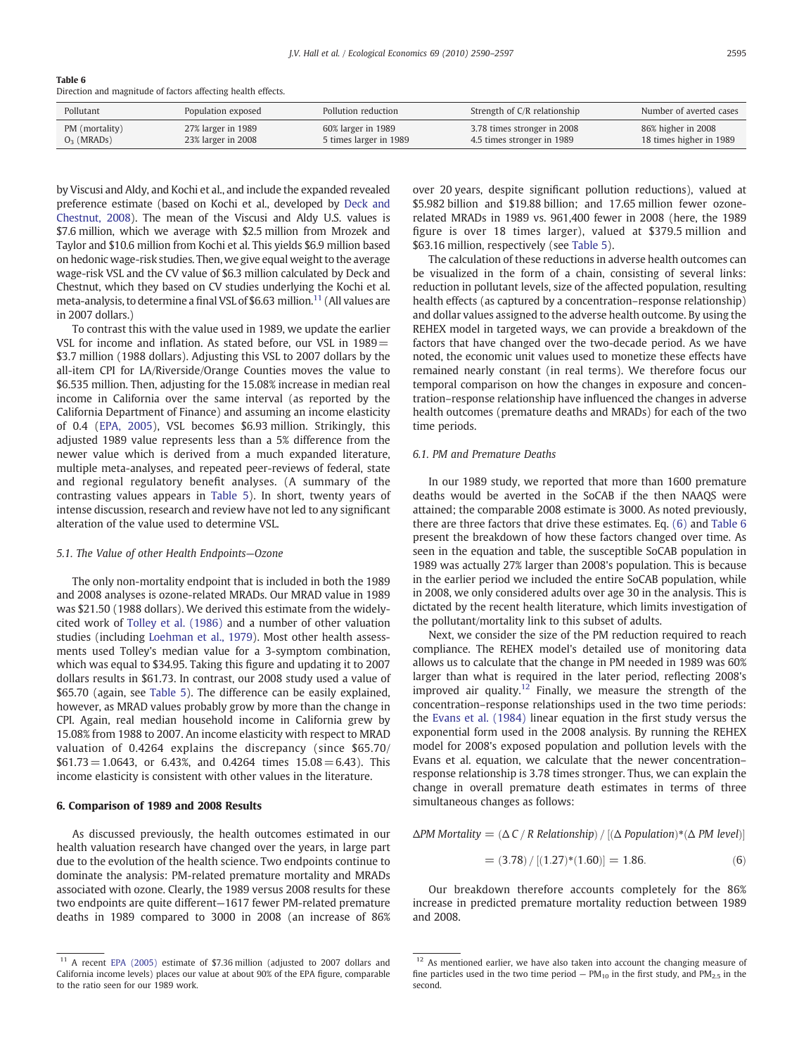Table 6
Direction and magnitude of factors affecting health effects.

| Pollutant | Population exposed | Pollution reduction | Strength of C/R relationship | Number of averted cases |
|---|---|---|---|---|
| PM (mortality) | 27% larger in 1989 | 60% larger in 1989 | 3.78 times stronger in 2008 | 86% higher in 2008 |
| $O_3$ (MRADs) | 23% larger in 2008 | 5 times larger in 1989 | 4.5 times stronger in 1989 | 18 times higher in 1989 |

by Viscusi and Aldy, and Kochi et al., and include the expanded revealed preference estimate (based on Kochi et al., developed by Deck and Chestnut, 2008). The mean of the Viscusi and Aldy U.S. values is \$7.6 million, which we average with \$2.5 million from Mrozek and Taylor and \$10.6 million from Kochi et al. This yields \$6.9 million based on hedonic wage-risk studies. Then, we give equal weight to the average wage-risk VSL and the CV value of \$6.3 million calculated by Deck and Chestnut, which they based on CV studies underlying the Kochi et al. meta-analysis, to determine a final VSL of \$6.63 million.[11] (All values are in 2007 dollars.)

To contrast this with the value used in 1989, we update the earlier VSL for income and inflation. As stated before, our VSL in 1989 = \$3.7 million (1988 dollars). Adjusting this VSL to 2007 dollars by the all-item CPI for LA/Riverside/Orange Counties moves the value to \$6.535 million. Then, adjusting for the 15.08% increase in median real income in California over the same interval (as reported by the California Department of Finance) and assuming an income elasticity of 0.4 (EPA, 2005), VSL becomes \$6.93 million. Strikingly, this adjusted 1989 value represents less than a 5% difference from the newer value which is derived from a much expanded literature, multiple meta-analyses, and repeated peer-reviews of federal, state and regional regulatory benefit analyses. (A summary of the contrasting values appears in Table 5). In short, twenty years of intense discussion, research and review have not led to any significant alteration of the value used to determine VSL.

### 5.1. The Value of other Health Endpoints—Ozone

The only non-mortality endpoint that is included in both the 1989 and 2008 analyses is ozone-related MRADs. Our MRAD value in 1989 was \$21.50 (1988 dollars). We derived this estimate from the widely-cited work of Tolley et al. (1986) and a number of other valuation studies (including Loehman et al., 1979). Most other health assessments used Tolley's median value for a 3-symptom combination, which was equal to \$34.95. Taking this figure and updating it to 2007 dollars results in \$61.73. In contrast, our 2008 study used a value of \$65.70 (again, see Table 5). The difference can be easily explained, however, as MRAD values probably grow by more than the change in CPI. Again, real median household income in California grew by 15.08% from 1988 to 2007. An income elasticity with respect to MRAD valuation of 0.4264 explains the discrepancy (since \$65.70/\$61.73 = 1.0643, or 6.43%, and 0.4264 times 15.08 = 6.43). This income elasticity is consistent with other values in the literature.

## 6. Comparison of 1989 and 2008 Results

As discussed previously, the health outcomes estimated in our health valuation research have changed over the years, in large part due to the evolution of the health science. Two endpoints continue to dominate the analysis: PM-related premature mortality and MRADs associated with ozone. Clearly, the 1989 versus 2008 results for these two endpoints are quite different—1617 fewer PM-related premature deaths in 1989 compared to 3000 in 2008 (an increase of 86% over 20 years, despite significant pollution reductions), valued at \$5.982 billion and \$19.88 billion; and 17.65 million fewer ozone-related MRADs in 1989 vs. 961,400 fewer in 2008 (here, the 1989 figure is over 18 times larger), valued at \$379.5 million and \$63.16 million, respectively (see Table 5).

The calculation of these reductions in adverse health outcomes can be visualized in the form of a chain, consisting of several links: reduction in pollutant levels, size of the affected population, resulting health effects (as captured by a concentration–response relationship) and dollar values assigned to the adverse health outcome. By using the REHEX model in targeted ways, we can provide a breakdown of the factors that have changed over the two-decade period. As we have noted, the economic unit values used to monetize these effects have remained nearly constant (in real terms). We therefore focus our temporal comparison on how the changes in exposure and concentration–response relationship have influenced the changes in adverse health outcomes (premature deaths and MRADs) for each of the two time periods.

### 6.1. PM and Premature Deaths

In our 1989 study, we reported that more than 1600 premature deaths would be averted in the SoCAB if the then NAAQS were attained; the comparable 2008 estimate is 3000. As noted previously, there are three factors that drive these estimates. Eq. (6) and Table 6 present the breakdown of how these factors changed over time. As seen in the equation and table, the susceptible SoCAB population in 1989 was actually 27% larger than 2008's population. This is because in the earlier period we included the entire SoCAB population, while in 2008, we only considered adults over age 30 in the analysis. This is dictated by the recent health literature, which limits investigation of the pollutant/mortality link to this subset of adults.

Next, we consider the size of the PM reduction required to reach compliance. The REHEX model's detailed use of monitoring data allows us to calculate that the change in PM needed in 1989 was 60% larger than what is required in the later period, reflecting 2008's improved air quality.[12] Finally, we measure the strength of the concentration–response relationships used in the two time periods: the Evans et al. (1984) linear equation in the first study versus the exponential form used in the 2008 analysis. By running the REHEX model for 2008's exposed population and pollution levels with the Evans et al. equation, we calculate that the newer concentration–response relationship is 3.78 times stronger. Thus, we can explain the change in overall premature death estimates in terms of three simultaneous changes as follows:

$$\Delta PM\ Mortality = (\Delta\ C/R\ Relationship) / [(\Delta\ Population)*(\Delta\ PM\ level)]$$

$$= (3.78) / [(1.27)*(1.60)] = 1.86. \quad (6)$$

Our breakdown therefore accounts completely for the 86% increase in predicted premature mortality reduction between 1989 and 2008.

[11] A recent EPA (2005) estimate of \$7.36 million (adjusted to 2007 dollars and California income levels) places our value at about 90% of the EPA figure, comparable to the ratio seen for our 1989 work.

[12] As mentioned earlier, we have also taken into account the changing measure of fine particles used in the two time period — $PM_{10}$ in the first study, and $PM_{2.5}$ in the second.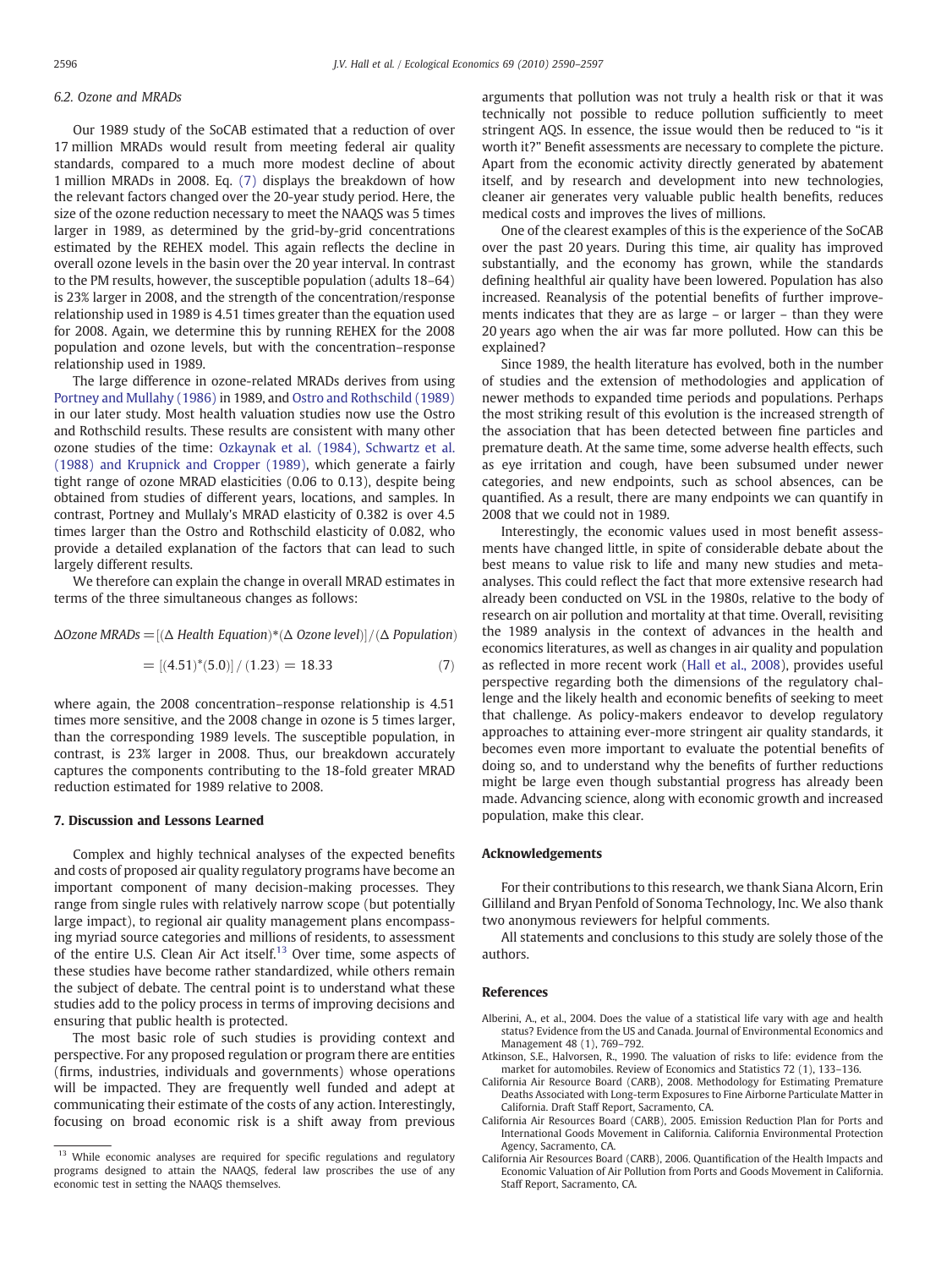### 6.2. Ozone and MRADs

Our 1989 study of the SoCAB estimated that a reduction of over 17 million MRADs would result from meeting federal air quality standards, compared to a much more modest decline of about 1 million MRADs in 2008. Eq. (7) displays the breakdown of how the relevant factors changed over the 20-year study period. Here, the size of the ozone reduction necessary to meet the NAAQS was 5 times larger in 1989, as determined by the grid-by-grid concentrations estimated by the REHEX model. This again reflects the decline in overall ozone levels in the basin over the 20 year interval. In contrast to the PM results, however, the susceptible population (adults 18–64) is 23% larger in 2008, and the strength of the concentration/response relationship used in 1989 is 4.51 times greater than the equation used for 2008. Again, we determine this by running REHEX for the 2008 population and ozone levels, but with the concentration–response relationship used in 1989.

The large difference in ozone-related MRADs derives from using Portney and Mullahy (1986) in 1989, and Ostro and Rothschild (1989) in our later study. Most health valuation studies now use the Ostro and Rothschild results. These results are consistent with many other ozone studies of the time: Ozkaynak et al. (1984), Schwartz et al. (1988) and Krupnick and Cropper (1989), which generate a fairly tight range of ozone MRAD elasticities (0.06 to 0.13), despite being obtained from studies of different years, locations, and samples. In contrast, Portney and Mullaly's MRAD elasticity of 0.382 is over 4.5 times larger than the Ostro and Rothschild elasticity of 0.082, who provide a detailed explanation of the factors that can lead to such largely different results.

We therefore can explain the change in overall MRAD estimates in terms of the three simultaneous changes as follows:

$$\Delta Ozone\ MRADs = [(\Delta\ Health\ Equation) * (\Delta\ Ozone\ level)] / (\Delta\ Population)$$

$$= [(4.51) * (5.0)] / (1.23) = 18.33 \quad (7)$$

where again, the 2008 concentration–response relationship is 4.51 times more sensitive, and the 2008 change in ozone is 5 times larger, than the corresponding 1989 levels. The susceptible population, in contrast, is 23% larger in 2008. Thus, our breakdown accurately captures the components contributing to the 18-fold greater MRAD reduction estimated for 1989 relative to 2008.

## 7. Discussion and Lessons Learned

Complex and highly technical analyses of the expected benefits and costs of proposed air quality regulatory programs have become an important component of many decision-making processes. They range from single rules with relatively narrow scope (but potentially large impact), to regional air quality management plans encompassing myriad source categories and millions of residents, to assessment of the entire U.S. Clean Air Act itself.[13] Over time, some aspects of these studies have become rather standardized, while others remain the subject of debate. The central point is to understand what these studies add to the policy process in terms of improving decisions and ensuring that public health is protected.

The most basic role of such studies is providing context and perspective. For any proposed regulation or program there are entities (firms, industries, individuals and governments) whose operations will be impacted. They are frequently well funded and adept at communicating their estimate of the costs of any action. Interestingly, focusing on broad economic risk is a shift away from previous arguments that pollution was not truly a health risk or that it was technically not possible to reduce pollution sufficiently to meet stringent AQS. In essence, the issue would then be reduced to "is it worth it?" Benefit assessments are necessary to complete the picture. Apart from the economic activity directly generated by abatement itself, and by research and development into new technologies, cleaner air generates very valuable public health benefits, reduces medical costs and improves the lives of millions.

One of the clearest examples of this is the experience of the SoCAB over the past 20 years. During this time, air quality has improved substantially, and the economy has grown, while the standards defining healthful air quality have been lowered. Population has also increased. Reanalysis of the potential benefits of further improvements indicates that they are as large – or larger – than they were 20 years ago when the air was far more polluted. How can this be explained?

Since 1989, the health literature has evolved, both in the number of studies and the extension of methodologies and application of newer methods to expanded time periods and populations. Perhaps the most striking result of this evolution is the increased strength of the association that has been detected between fine particles and premature death. At the same time, some adverse health effects, such as eye irritation and cough, have been subsumed under newer categories, and new endpoints, such as school absences, can be quantified. As a result, there are many endpoints we can quantify in 2008 that we could not in 1989.

Interestingly, the economic values used in most benefit assessments have changed little, in spite of considerable debate about the best means to value risk to life and many new studies and meta-analyses. This could reflect the fact that more extensive research had already been conducted on VSL in the 1980s, relative to the body of research on air pollution and mortality at that time. Overall, revisiting the 1989 analysis in the context of advances in the health and economics literatures, as well as changes in air quality and population as reflected in more recent work (Hall et al., 2008), provides useful perspective regarding both the dimensions of the regulatory challenge and the likely health and economic benefits of seeking to meet that challenge. As policy-makers endeavor to develop regulatory approaches to attaining ever-more stringent air quality standards, it becomes even more important to evaluate the potential benefits of doing so, and to understand why the benefits of further reductions might be large even though substantial progress has already been made. Advancing science, along with economic growth and increased population, make this clear.

## Acknowledgements

For their contributions to this research, we thank Siana Alcorn, Erin Gilliland and Bryan Penfold of Sonoma Technology, Inc. We also thank two anonymous reviewers for helpful comments.

All statements and conclusions to this study are solely those of the authors.

## References

Alberini, A., et al., 2004. Does the value of a statistical life vary with age and health status? Evidence from the US and Canada. Journal of Environmental Economics and Management 48 (1), 769–792.

Atkinson, S.E., Halvorsen, R., 1990. The valuation of risks to life: evidence from the market for automobiles. Review of Economics and Statistics 72 (1), 133–136.

California Air Resource Board (CARB), 2008. Methodology for Estimating Premature Deaths Associated with Long-term Exposures to Fine Airborne Particulate Matter in California. Draft Staff Report, Sacramento, CA.

California Air Resources Board (CARB), 2005. Emission Reduction Plan for Ports and International Goods Movement in California. California Environmental Protection Agency, Sacramento, CA.

California Air Resources Board (CARB), 2006. Quantification of the Health Impacts and Economic Valuation of Air Pollution from Ports and Goods Movement in California. Staff Report, Sacramento, CA.

[13] While economic analyses are required for specific regulations and regulatory programs designed to attain the NAAQS, federal law proscribes the use of any economic test in setting the NAAQS themselves.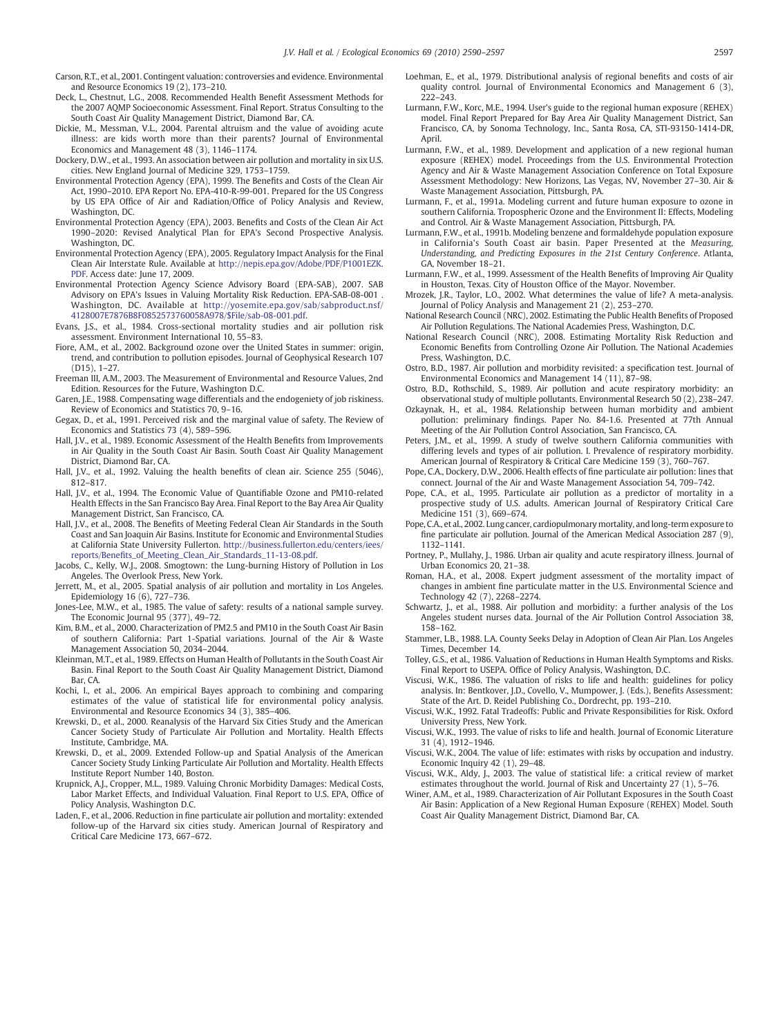Carson, R.T., et al., 2001. Contingent valuation: controversies and evidence. Environmental and Resource Economics 19 (2), 173–210.

Deck, L., Chestnut, L.G., 2008. Recommended Health Benefit Assessment Methods for the 2007 AQMP Socioeconomic Assessment. Final Report. Stratus Consulting to the South Coast Air Quality Management District, Diamond Bar, CA.

Dickie, M., Messman, V.L., 2004. Parental altruism and the value of avoiding acute illness: are kids worth more than their parents? Journal of Environmental Economics and Management 48 (3), 1146–1174.

Dockery, D.W., et al., 1993. An association between air pollution and mortality in six U.S. cities. New England Journal of Medicine 329, 1753–1759.

Environmental Protection Agency (EPA), 1999. The Benefits and Costs of the Clean Air Act, 1990–2010. EPA Report No. EPA-410-R-99-001. Prepared for the US Congress by US EPA Office of Air and Radiation/Office of Policy Analysis and Review, Washington, DC.

Environmental Protection Agency (EPA), 2003. Benefits and Costs of the Clean Air Act 1990–2020: Revised Analytical Plan for EPA's Second Prospective Analysis. Washington, DC.

Environmental Protection Agency (EPA), 2005. Regulatory Impact Analysis for the Final Clean Air Interstate Rule. Available at http://nepis.epa.gov/Adobe/PDF/P1001EZK.PDF. Access date: June 17, 2009.

Environmental Protection Agency Science Advisory Board (EPA-SAB), 2007. SAB Advisory on EPA's Issues in Valuing Mortality Risk Reduction. EPA-SAB-08-001. Washington, DC. Available at http://yosemite.epa.gov/sab/sabproduct.nsf/4128007E7876B8F0852573760058A978/$File/sab-08-001.pdf.

Evans, J.S., et al., 1984. Cross-sectional mortality studies and air pollution risk assessment. Environment International 10, 55–83.

Fiore, A.M., et al., 2002. Background ozone over the United States in summer: origin, trend, and contribution to pollution episodes. Journal of Geophysical Research 107 (D15), 1–27.

Freeman III, A.M., 2003. The Measurement of Environmental and Resource Values, 2nd Edition. Resources for the Future, Washington D.C.

Garen, J.E., 1988. Compensating wage differentials and the endogeniety of job riskiness. Review of Economics and Statistics 70, 9–16.

Gegax, D., et al., 1991. Perceived risk and the marginal value of safety. The Review of Economics and Statistics 73 (4), 589–596.

Hall, J.V., et al., 1989. Economic Assessment of the Health Benefits from Improvements in Air Quality in the South Coast Air Basin. South Coast Air Quality Management District, Diamond Bar, CA.

Hall, J.V., et al., 1992. Valuing the health benefits of clean air. Science 255 (5046), 812–817.

Hall, J.V., et al., 1994. The Economic Value of Quantifiable Ozone and PM10-related Health Effects in the San Francisco Bay Area. Final Report to the Bay Area Air Quality Management District, San Francisco, CA.

Hall, J.V., et al., 2008. The Benefits of Meeting Federal Clean Air Standards in the South Coast and San Joaquin Air Basins. Institute for Economic and Environmental Studies at California State University Fullerton. http://business.fullerton.edu/centers/iees/reports/Benefits_of_Meeting_Clean_Air_Standards_11-13-08.pdf.

Jacobs, C., Kelly, W.J., 2008. Smogtown: the Lung-burning History of Pollution in Los Angeles. The Overlook Press, New York.

Jerrett, M., et al., 2005. Spatial analysis of air pollution and mortality in Los Angeles. Epidemiology 16 (6), 727–736.

Jones-Lee, M.W., et al., 1985. The value of safety: results of a national sample survey. The Economic Journal 95 (377), 49–72.

Kim, B.M., et al., 2000. Characterization of PM2.5 and PM10 in the South Coast Air Basin of southern California: Part 1-Spatial variations. Journal of the Air & Waste Management Association 50, 2034–2044.

Kleinman, M.T., et al., 1989. Effects on Human Health of Pollutants in the South Coast Air Basin. Final Report to the South Coast Air Quality Management District, Diamond Bar, CA.

Kochi, I., et al., 2006. An empirical Bayes approach to combining and comparing estimates of the value of statistical life for environmental policy analysis. Environmental and Resource Economics 34 (3), 385–406.

Krewski, D., et al., 2000. Reanalysis of the Harvard Six Cities Study and the American Cancer Society Study of Particulate Air Pollution and Mortality. Health Effects Institute, Cambridge, MA.

Krewski, D., et al., 2009. Extended Follow-up and Spatial Analysis of the American Cancer Society Study Linking Particulate Air Pollution and Mortality. Health Effects Institute Report Number 140, Boston.

Krupnick, A.J., Cropper, M.L., 1989. Valuing Chronic Morbidity Damages: Medical Costs, Labor Market Effects, and Individual Valuation. Final Report to U.S. EPA, Office of Policy Analysis, Washington D.C.

Laden, F., et al., 2006. Reduction in fine particulate air pollution and mortality: extended follow-up of the Harvard six cities study. American Journal of Respiratory and Critical Care Medicine 173, 667–672.

Loehman, E., et al., 1979. Distributional analysis of regional benefits and costs of air quality control. Journal of Environmental Economics and Management 6 (3), 222–243.

Lurmann, F.W., Korc, M.E., 1994. User's guide to the regional human exposure (REHEX) model. Final Report Prepared for Bay Area Air Quality Management District, San Francisco, CA, by Sonoma Technology, Inc., Santa Rosa, CA, STI-93150-1414-DR, April.

Lurmann, F.W., et al., 1989. Development and application of a new regional human exposure (REHEX) model. Proceedings from the U.S. Environmental Protection Agency and Air & Waste Management Association Conference on Total Exposure Assessment Methodology: New Horizons, Las Vegas, NV, November 27–30. Air & Waste Management Association, Pittsburgh, PA.

Lurmann, F., et al., 1991a. Modeling current and future human exposure to ozone in southern California. Tropospheric Ozone and the Environment II: Effects, Modeling and Control. Air & Waste Management Association, Pittsburgh, PA.

Lurmann, F.W., et al., 1991b. Modeling benzene and formaldehyde population exposure in California's South Coast air basin. Paper Presented at the *Measuring, Understanding, and Predicting Exposures in the 21st Century Conference*. Atlanta, GA, November 18–21.

Lurmann, F.W., et al., 1999. Assessment of the Health Benefits of Improving Air Quality in Houston, Texas. City of Houston Office of the Mayor. November.

Mrozek, J.R., Taylor, L.O., 2002. What determines the value of life? A meta-analysis. Journal of Policy Analysis and Management 21 (2), 253–270.

National Research Council (NRC), 2002. Estimating the Public Health Benefits of Proposed Air Pollution Regulations. The National Academies Press, Washington, D.C.

National Research Council (NRC), 2008. Estimating Mortality Risk Reduction and Economic Benefits from Controlling Ozone Air Pollution. The National Academies Press, Washington, D.C.

Ostro, B.D., 1987. Air pollution and morbidity revisited: a specification test. Journal of Environmental Economics and Management 14 (11), 87–98.

Ostro, B.D., Rothschild, S., 1989. Air pollution and acute respiratory morbidity: an observational study of multiple pollutants. Environmental Research 50 (2), 238–247.

Ozkaynak, H., et al., 1984. Relationship between human morbidity and ambient pollution: preliminary findings. Paper No. 84-1.6. Presented at 77th Annual Meeting of the Air Pollution Control Association, San Francisco, CA.

Peters, J.M., et al., 1999. A study of twelve southern California communities with differing levels and types of air pollution. I. Prevalence of respiratory morbidity. American Journal of Respiratory & Critical Care Medicine 159 (3), 760–767.

Pope, C.A., Dockery, D.W., 2006. Health effects of fine particulate air pollution: lines that connect. Journal of the Air and Waste Management Association 54, 709–742.

Pope, C.A., et al., 1995. Particulate air pollution as a predictor of mortality in a prospective study of U.S. adults. American Journal of Respiratory Critical Care Medicine 151 (3), 669–674.

Pope, C.A., et al., 2002. Lung cancer, cardiopulmonary mortality, and long-term exposure to fine particulate air pollution. Journal of the American Medical Association 287 (9), 1132–1141.

Portney, P., Mullahy, J., 1986. Urban air quality and acute respiratory illness. Journal of Urban Economics 20, 21–38.

Roman, H.A., et al., 2008. Expert judgment assessment of the mortality impact of changes in ambient fine particulate matter in the U.S. Environmental Science and Technology 42 (7), 2268–2274.

Schwartz, J., et al., 1988. Air pollution and morbidity: a further analysis of the Los Angeles student nurses data. Journal of the Air Pollution Control Association 38, 158–162.

Stammer, L.B., 1988. L.A. County Seeks Delay in Adoption of Clean Air Plan. Los Angeles Times, December 14.

Tolley, G.S., et al., 1986. Valuation of Reductions in Human Health Symptoms and Risks. Final Report to USEPA. Office of Policy Analysis, Washington, D.C.

Viscusi, W.K., 1986. The valuation of risks to life and health: guidelines for policy analysis. In: Bentkover, J.D., Covello, V., Mumpower, J. (Eds.), Benefits Assessment: State of the Art. D. Reidel Publishing Co., Dordrecht, pp. 193–210.

Viscusi, W.K., 1992. Fatal Tradeoffs: Public and Private Responsibilities for Risk. Oxford University Press, New York.

Viscusi, W.K., 1993. The value of risks to life and health. Journal of Economic Literature 31 (4), 1912–1946.

Viscusi, W.K., 2004. The value of life: estimates with risks by occupation and industry. Economic Inquiry 42 (1), 29–48.

Viscusi, W.K., Aldy, J., 2003. The value of statistical life: a critical review of market estimates throughout the world. Journal of Risk and Uncertainty 27 (1), 5–76.

Winer, A.M., et al., 1989. Characterization of Air Pollutant Exposures in the South Coast Air Basin: Application of a New Regional Human Exposure (REHEX) Model. South Coast Air Quality Management District, Diamond Bar, CA.